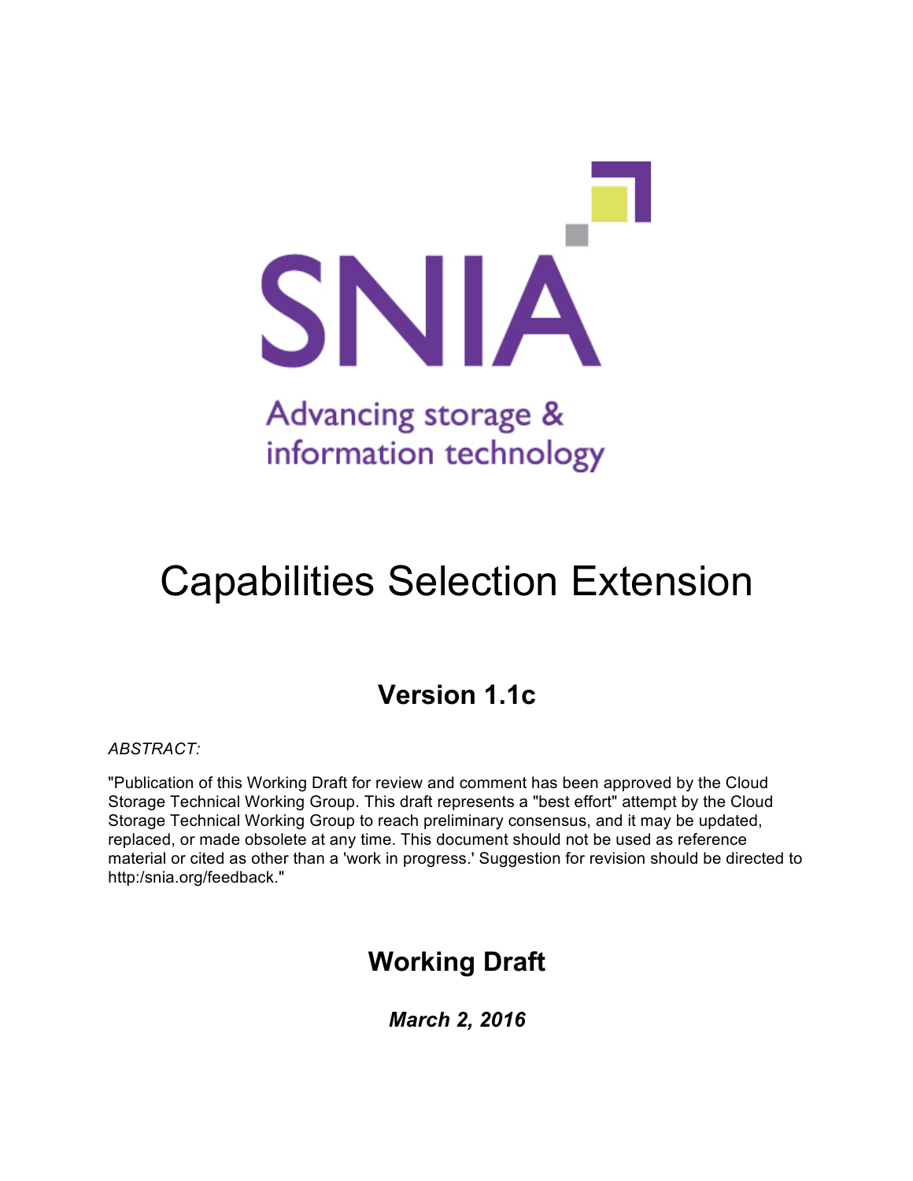SNIA

Advancing storage & information technology

# Capabilities Selection Extension

## Version 1.1c

*ABSTRACT:*

"Publication of this Working Draft for review and comment has been approved by the Cloud Storage Technical Working Group. This draft represents a "best effort" attempt by the Cloud Storage Technical Working Group to reach preliminary consensus, and it may be updated, replaced, or made obsolete at any time. This document should not be used as reference material or cited as other than a 'work in progress.' Suggestion for revision should be directed to http:/snia.org/feedback."

## Working Draft

***March 2, 2016***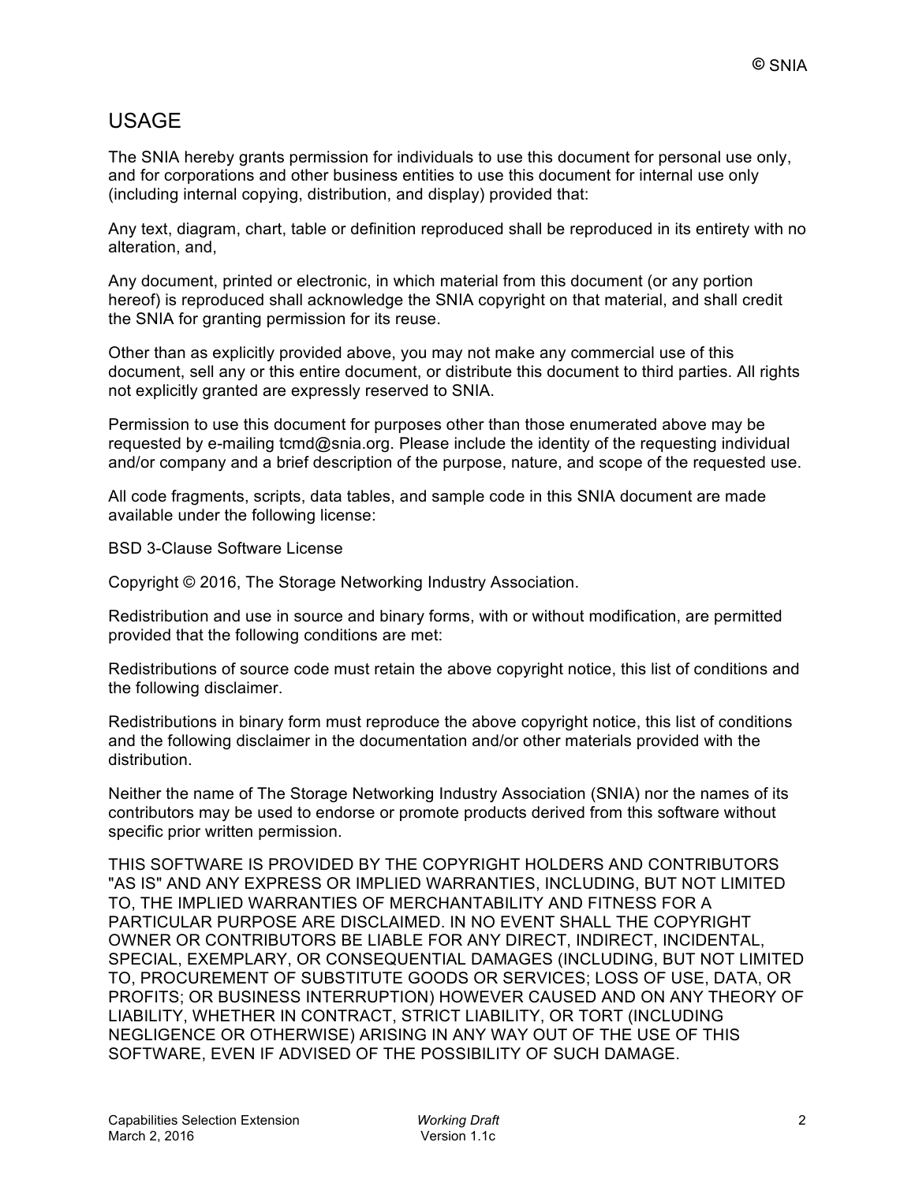## USAGE

The SNIA hereby grants permission for individuals to use this document for personal use only, and for corporations and other business entities to use this document for internal use only (including internal copying, distribution, and display) provided that:

Any text, diagram, chart, table or definition reproduced shall be reproduced in its entirety with no alteration, and,

Any document, printed or electronic, in which material from this document (or any portion hereof) is reproduced shall acknowledge the SNIA copyright on that material, and shall credit the SNIA for granting permission for its reuse.

Other than as explicitly provided above, you may not make any commercial use of this document, sell any or this entire document, or distribute this document to third parties. All rights not explicitly granted are expressly reserved to SNIA.

Permission to use this document for purposes other than those enumerated above may be requested by e-mailing tcmd@snia.org. Please include the identity of the requesting individual and/or company and a brief description of the purpose, nature, and scope of the requested use.

All code fragments, scripts, data tables, and sample code in this SNIA document are made available under the following license:

BSD 3-Clause Software License

Copyright © 2016, The Storage Networking Industry Association.

Redistribution and use in source and binary forms, with or without modification, are permitted provided that the following conditions are met:

Redistributions of source code must retain the above copyright notice, this list of conditions and the following disclaimer.

Redistributions in binary form must reproduce the above copyright notice, this list of conditions and the following disclaimer in the documentation and/or other materials provided with the distribution.

Neither the name of The Storage Networking Industry Association (SNIA) nor the names of its contributors may be used to endorse or promote products derived from this software without specific prior written permission.

THIS SOFTWARE IS PROVIDED BY THE COPYRIGHT HOLDERS AND CONTRIBUTORS "AS IS" AND ANY EXPRESS OR IMPLIED WARRANTIES, INCLUDING, BUT NOT LIMITED TO, THE IMPLIED WARRANTIES OF MERCHANTABILITY AND FITNESS FOR A PARTICULAR PURPOSE ARE DISCLAIMED. IN NO EVENT SHALL THE COPYRIGHT OWNER OR CONTRIBUTORS BE LIABLE FOR ANY DIRECT, INDIRECT, INCIDENTAL, SPECIAL, EXEMPLARY, OR CONSEQUENTIAL DAMAGES (INCLUDING, BUT NOT LIMITED TO, PROCUREMENT OF SUBSTITUTE GOODS OR SERVICES; LOSS OF USE, DATA, OR PROFITS; OR BUSINESS INTERRUPTION) HOWEVER CAUSED AND ON ANY THEORY OF LIABILITY, WHETHER IN CONTRACT, STRICT LIABILITY, OR TORT (INCLUDING NEGLIGENCE OR OTHERWISE) ARISING IN ANY WAY OUT OF THE USE OF THIS SOFTWARE, EVEN IF ADVISED OF THE POSSIBILITY OF SUCH DAMAGE.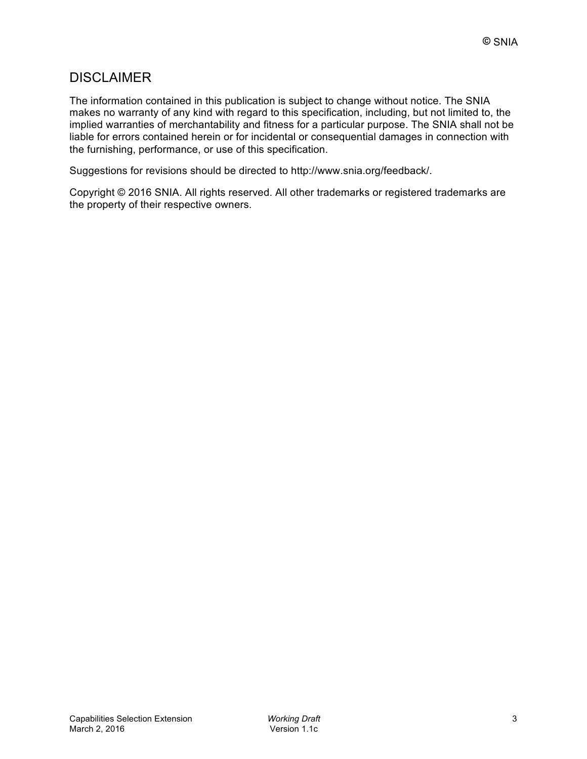## DISCLAIMER

The information contained in this publication is subject to change without notice. The SNIA makes no warranty of any kind with regard to this specification, including, but not limited to, the implied warranties of merchantability and fitness for a particular purpose. The SNIA shall not be liable for errors contained herein or for incidental or consequential damages in connection with the furnishing, performance, or use of this specification.

Suggestions for revisions should be directed to http://www.snia.org/feedback/.

Copyright © 2016 SNIA. All rights reserved. All other trademarks or registered trademarks are the property of their respective owners.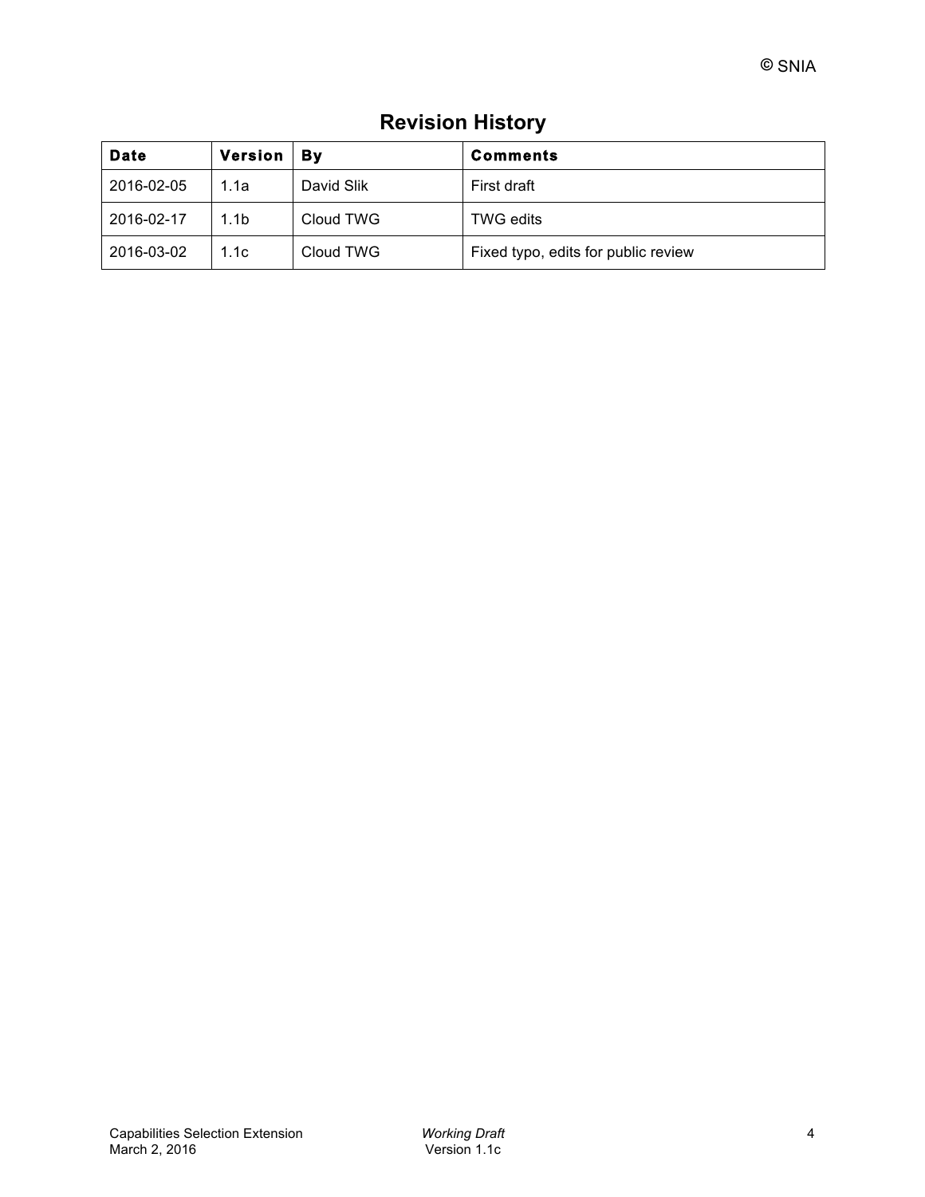## Revision History

| Date | Version | By | Comments |
|---|---|---|---|
| 2016-02-05 | 1.1a | David Slik | First draft |
| 2016-02-17 | 1.1b | Cloud TWG | TWG edits |
| 2016-03-02 | 1.1c | Cloud TWG | Fixed typo, edits for public review |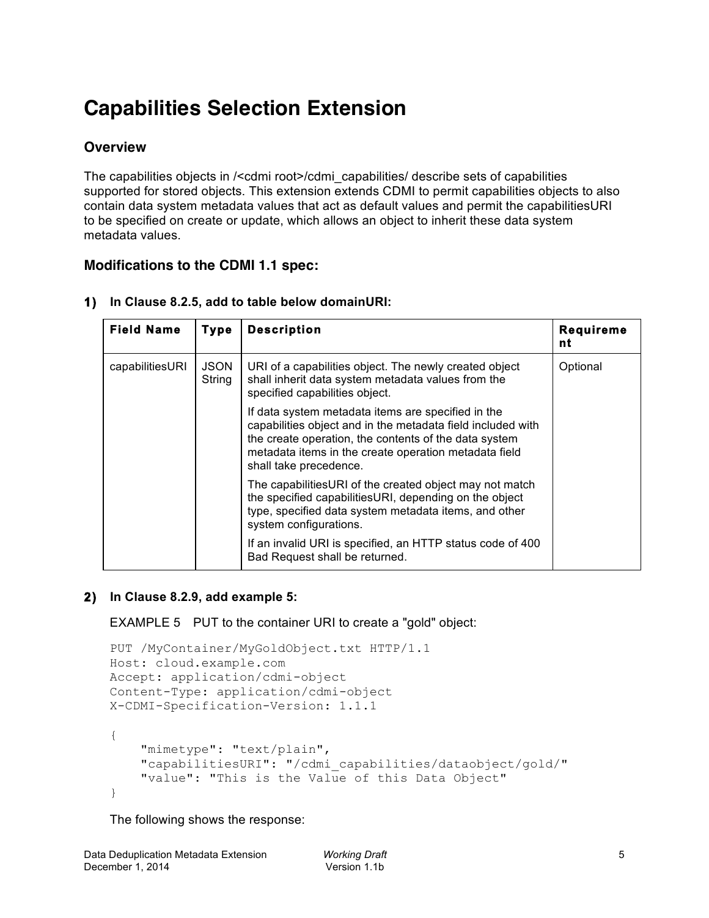# Capabilities Selection Extension

## Overview

The capabilities objects in /<cdmi root>/cdmi_capabilities/ describe sets of capabilities supported for stored objects. This extension extends CDMI to permit capabilities objects to also contain data system metadata values that act as default values and permit the capabilitiesURI to be specified on create or update, which allows an object to inherit these data system metadata values.

## Modifications to the CDMI 1.1 spec:

**1) In Clause 8.2.5, add to table below domainURI:**

| Field Name | Type | Description | Requirement |
|---|---|---|---|
| capabilitiesURI | JSON String | URI of a capabilities object. The newly created object shall inherit data system metadata values from the specified capabilities object.<br><br>If data system metadata items are specified in the capabilities object and in the metadata field included with the create operation, the contents of the data system metadata items in the create operation metadata field shall take precedence.<br><br>The capabilitiesURI of the created object may not match the specified capabilitiesURI, depending on the object type, specified data system metadata items, and other system configurations.<br><br>If an invalid URI is specified, an HTTP status code of 400 Bad Request shall be returned. | Optional |

**2) In Clause 8.2.9, add example 5:**

EXAMPLE 5 PUT to the container URI to create a "gold" object:

```
PUT /MyContainer/MyGoldObject.txt HTTP/1.1
Host: cloud.example.com
Accept: application/cdmi-object
Content-Type: application/cdmi-object
X-CDMI-Specification-Version: 1.1.1

{
    "mimetype": "text/plain",
    "capabilitiesURI": "/cdmi_capabilities/dataobject/gold/"
    "value": "This is the Value of this Data Object"
}
```

The following shows the response: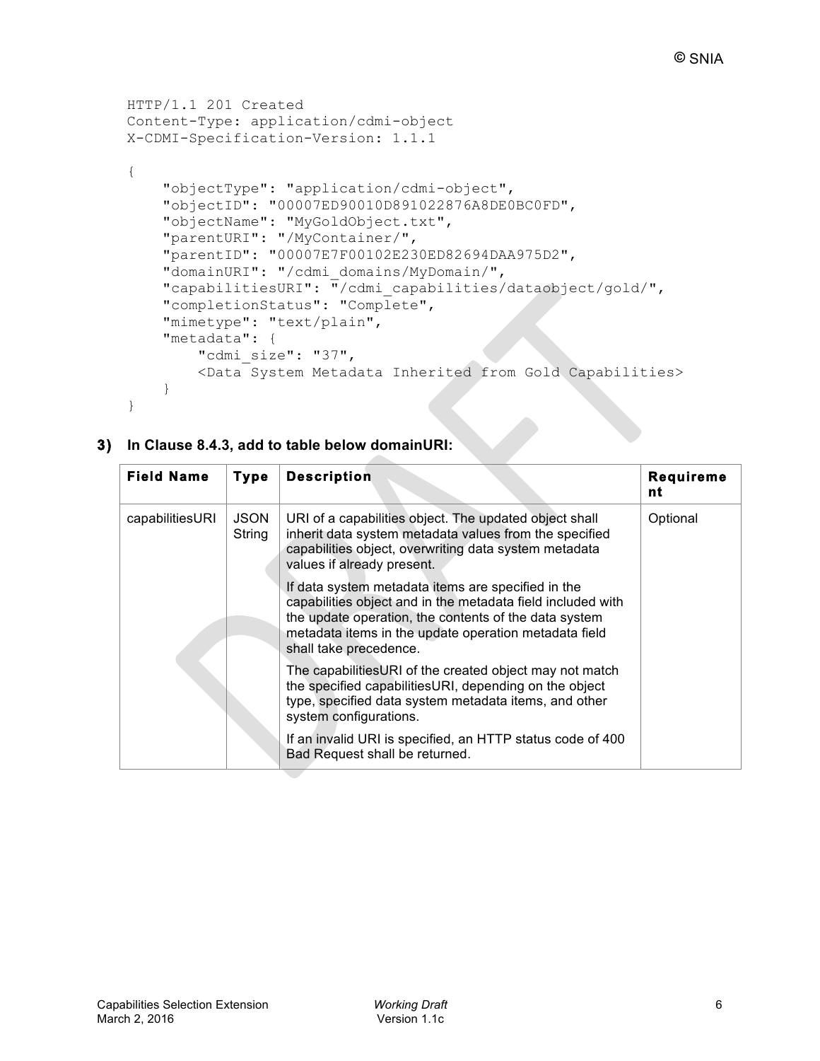```
HTTP/1.1 201 Created
Content-Type: application/cdmi-object
X-CDMI-Specification-Version: 1.1.1

{
    "objectType": "application/cdmi-object",
    "objectID": "00007ED90010D891022876A8DE0BC0FD",
    "objectName": "MyGoldObject.txt",
    "parentURI": "/MyContainer/",
    "parentID": "00007E7F00102E230ED82694DAA975D2",
    "domainURI": "/cdmi_domains/MyDomain/",
    "capabilitiesURI": "/cdmi_capabilities/dataobject/gold/",
    "completionStatus": "Complete",
    "mimetype": "text/plain",
    "metadata": {
        "cdmi_size": "37",
        <Data System Metadata Inherited from Gold Capabilities>
    }
}
```

**3) In Clause 8.4.3, add to table below domainURI:**

| Field Name | Type | Description | Requirement |
|---|---|---|---|
| capabilitiesURI | JSON String | URI of a capabilities object. The updated object shall inherit data system metadata values from the specified capabilities object, overwriting data system metadata values if already present.<br><br>If data system metadata items are specified in the capabilities object and in the metadata field included with the update operation, the contents of the data system metadata items in the update operation metadata field shall take precedence.<br><br>The capabilitiesURI of the created object may not match the specified capabilitiesURI, depending on the object type, specified data system metadata items, and other system configurations.<br><br>If an invalid URI is specified, an HTTP status code of 400 Bad Request shall be returned. | Optional |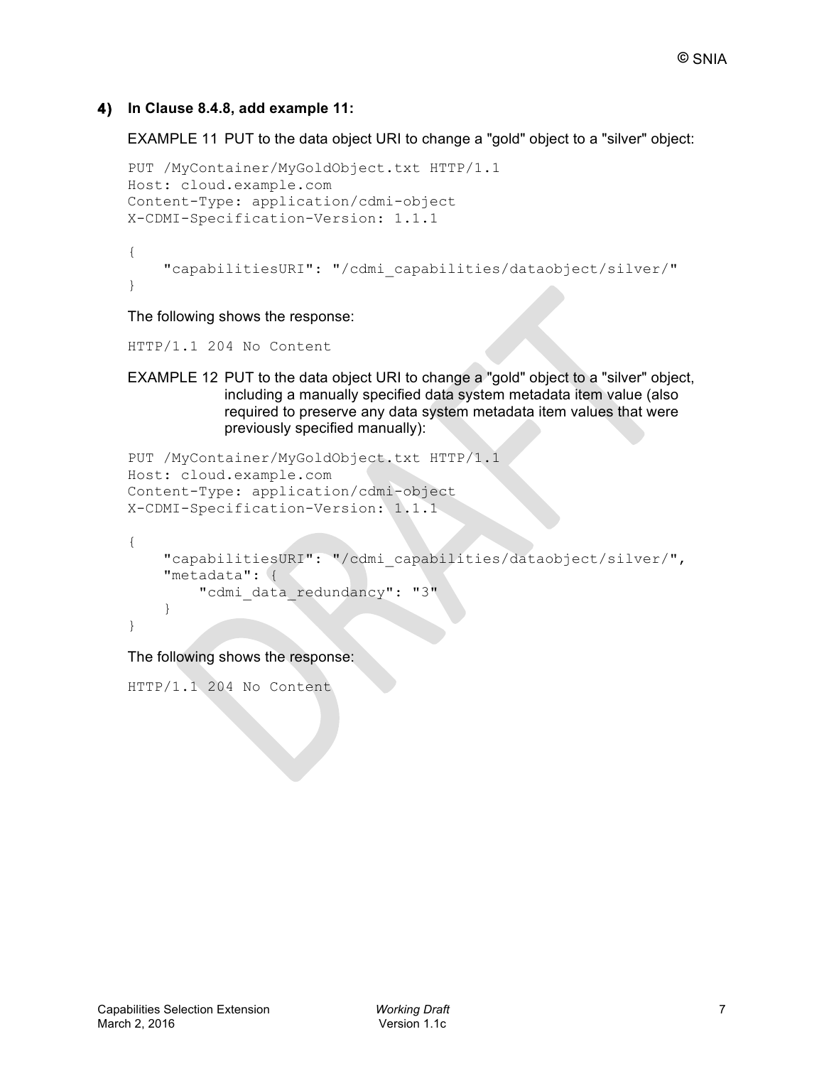**4) In Clause 8.4.8, add example 11:**

EXAMPLE 11 PUT to the data object URI to change a "gold" object to a "silver" object:

```
PUT /MyContainer/MyGoldObject.txt HTTP/1.1
Host: cloud.example.com
Content-Type: application/cdmi-object
X-CDMI-Specification-Version: 1.1.1

{
    "capabilitiesURI": "/cdmi_capabilities/dataobject/silver/"
}
```

The following shows the response:

```
HTTP/1.1 204 No Content
```

EXAMPLE 12 PUT to the data object URI to change a "gold" object to a "silver" object, including a manually specified data system metadata item value (also required to preserve any data system metadata item values that were previously specified manually):

```
PUT /MyContainer/MyGoldObject.txt HTTP/1.1
Host: cloud.example.com
Content-Type: application/cdmi-object
X-CDMI-Specification-Version: 1.1.1

{
    "capabilitiesURI": "/cdmi_capabilities/dataobject/silver/",
    "metadata": {
        "cdmi_data_redundancy": "3"
    }
}
```

The following shows the response:

```
HTTP/1.1 204 No Content
```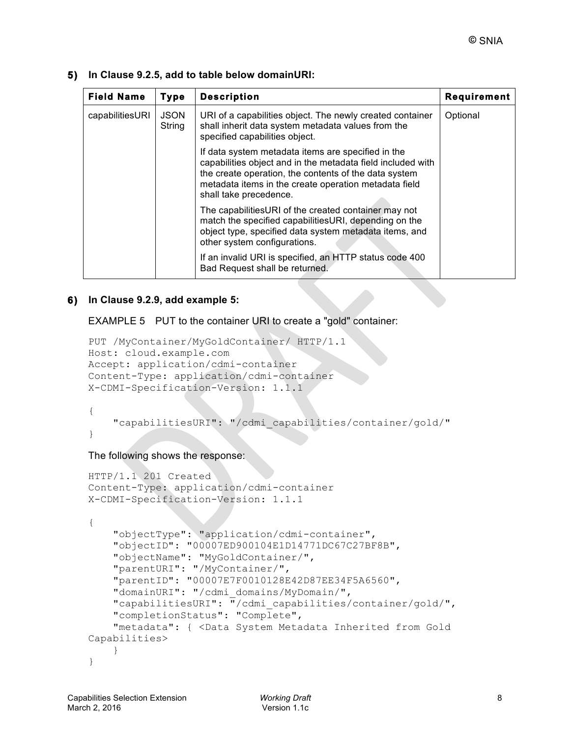**5) In Clause 9.2.5, add to table below domainURI:**

| Field Name | Type | Description | Requirement |
|---|---|---|---|
| capabilitiesURI | JSON String | URI of a capabilities object. The newly created container shall inherit data system metadata values from the specified capabilities object.<br><br>If data system metadata items are specified in the capabilities object and in the metadata field included with the create operation, the contents of the data system metadata items in the create operation metadata field shall take precedence.<br><br>The capabilitiesURI of the created container may not match the specified capabilitiesURI, depending on the object type, specified data system metadata items, and other system configurations.<br><br>If an invalid URI is specified, an HTTP status code 400 Bad Request shall be returned. | Optional |

**6) In Clause 9.2.9, add example 5:**

EXAMPLE 5 PUT to the container URI to create a "gold" container:

```
PUT /MyContainer/MyGoldContainer/ HTTP/1.1
Host: cloud.example.com
Accept: application/cdmi-container
Content-Type: application/cdmi-container
X-CDMI-Specification-Version: 1.1.1

{
    "capabilitiesURI": "/cdmi_capabilities/container/gold/"
}
```

The following shows the response:

```
HTTP/1.1 201 Created
Content-Type: application/cdmi-container
X-CDMI-Specification-Version: 1.1.1

{
    "objectType": "application/cdmi-container",
    "objectID": "00007ED900104E1D14771DC67C27BF8B",
    "objectName": "MyGoldContainer/",
    "parentURI": "/MyContainer/",
    "parentID": "00007E7F0010128E42D87EE34F5A6560",
    "domainURI": "/cdmi_domains/MyDomain/",
    "capabilitiesURI": "/cdmi_capabilities/container/gold/",
    "completionStatus": "Complete",
    "metadata": { <Data System Metadata Inherited from Gold
Capabilities>
    }
}
```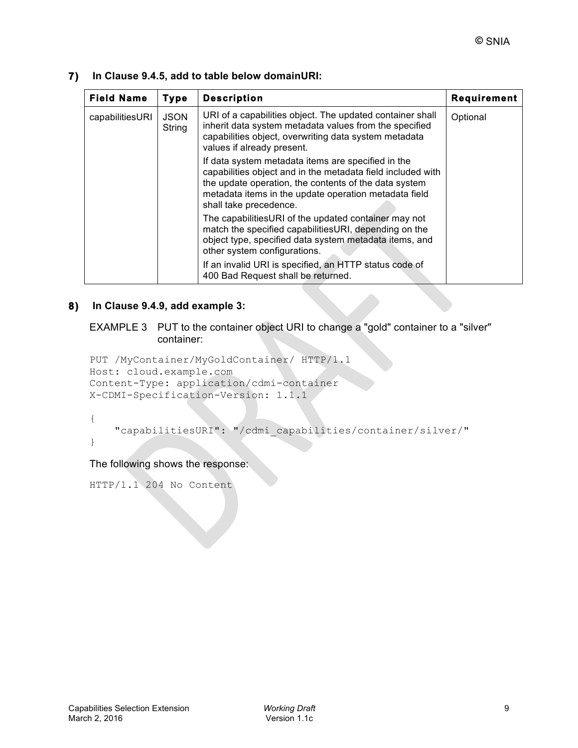**7) In Clause 9.4.5, add to table below domainURI:**

| Field Name | Type | Description | Requirement |
|---|---|---|---|
| capabilitiesURI | JSON String | URI of a capabilities object. The updated container shall inherit data system metadata values from the specified capabilities object, overwriting data system metadata values if already present.<br><br>If data system metadata items are specified in the capabilities object and in the metadata field included with the update operation, the contents of the data system metadata items in the update operation metadata field shall take precedence.<br><br>The capabilitiesURI of the updated container may not match the specified capabilitiesURI, depending on the object type, specified data system metadata items, and other system configurations.<br><br>If an invalid URI is specified, an HTTP status code of 400 Bad Request shall be returned. | Optional |

**8) In Clause 9.4.9, add example 3:**

EXAMPLE 3 PUT to the container object URI to change a "gold" container to a "silver" container:

```
PUT /MyContainer/MyGoldContainer/ HTTP/1.1
Host: cloud.example.com
Content-Type: application/cdmi-container
X-CDMI-Specification-Version: 1.1.1

{
    "capabilitiesURI": "/cdmi_capabilities/container/silver/"
}
```

The following shows the response:

```
HTTP/1.1 204 No Content
```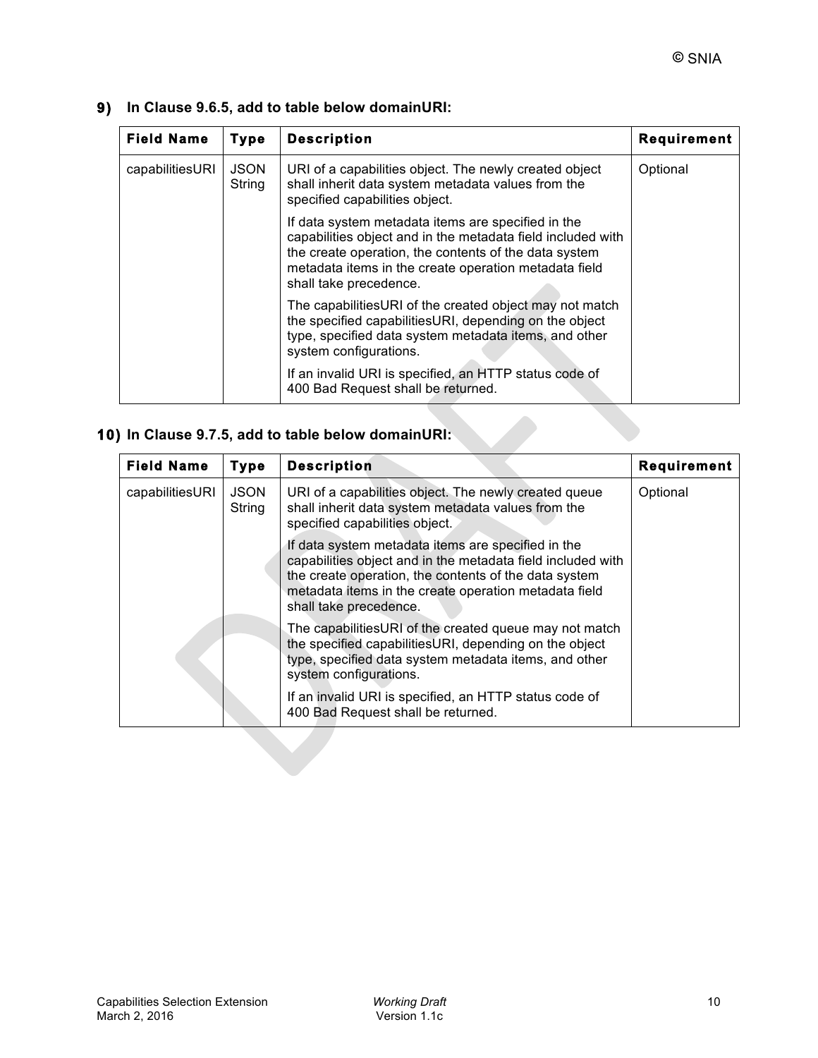**9) In Clause 9.6.5, add to table below domainURI:**

| Field Name | Type | Description | Requirement |
|---|---|---|---|
| capabilitiesURI | JSON String | URI of a capabilities object. The newly created object shall inherit data system metadata values from the specified capabilities object.<br><br>If data system metadata items are specified in the capabilities object and in the metadata field included with the create operation, the contents of the data system metadata items in the create operation metadata field shall take precedence.<br><br>The capabilitiesURI of the created object may not match the specified capabilitiesURI, depending on the object type, specified data system metadata items, and other system configurations.<br><br>If an invalid URI is specified, an HTTP status code of 400 Bad Request shall be returned. | Optional |

**10) In Clause 9.7.5, add to table below domainURI:**

| Field Name | Type | Description | Requirement |
|---|---|---|---|
| capabilitiesURI | JSON String | URI of a capabilities object. The newly created queue shall inherit data system metadata values from the specified capabilities object.<br><br>If data system metadata items are specified in the capabilities object and in the metadata field included with the create operation, the contents of the data system metadata items in the create operation metadata field shall take precedence.<br><br>The capabilitiesURI of the created queue may not match the specified capabilitiesURI, depending on the object type, specified data system metadata items, and other system configurations.<br><br>If an invalid URI is specified, an HTTP status code of 400 Bad Request shall be returned. | Optional |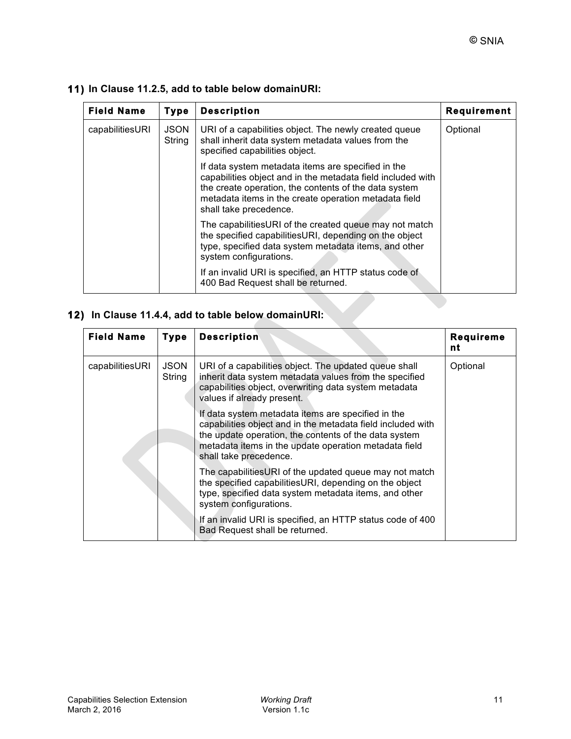**11) In Clause 11.2.5, add to table below domainURI:**

| Field Name | Type | Description | Requirement |
|---|---|---|---|
| capabilitiesURI | JSON String | URI of a capabilities object. The newly created queue shall inherit data system metadata values from the specified capabilities object.<br><br>If data system metadata items are specified in the capabilities object and in the metadata field included with the create operation, the contents of the data system metadata items in the create operation metadata field shall take precedence.<br><br>The capabilitiesURI of the created queue may not match the specified capabilitiesURI, depending on the object type, specified data system metadata items, and other system configurations.<br><br>If an invalid URI is specified, an HTTP status code of 400 Bad Request shall be returned. | Optional |

**12) In Clause 11.4.4, add to table below domainURI:**

| Field Name | Type | Description | Requirement |
|---|---|---|---|
| capabilitiesURI | JSON String | URI of a capabilities object. The updated queue shall inherit data system metadata values from the specified capabilities object, overwriting data system metadata values if already present.<br><br>If data system metadata items are specified in the capabilities object and in the metadata field included with the update operation, the contents of the data system metadata items in the update operation metadata field shall take precedence.<br><br>The capabilitiesURI of the updated queue may not match the specified capabilitiesURI, depending on the object type, specified data system metadata items, and other system configurations.<br><br>If an invalid URI is specified, an HTTP status code of 400 Bad Request shall be returned. | Optional |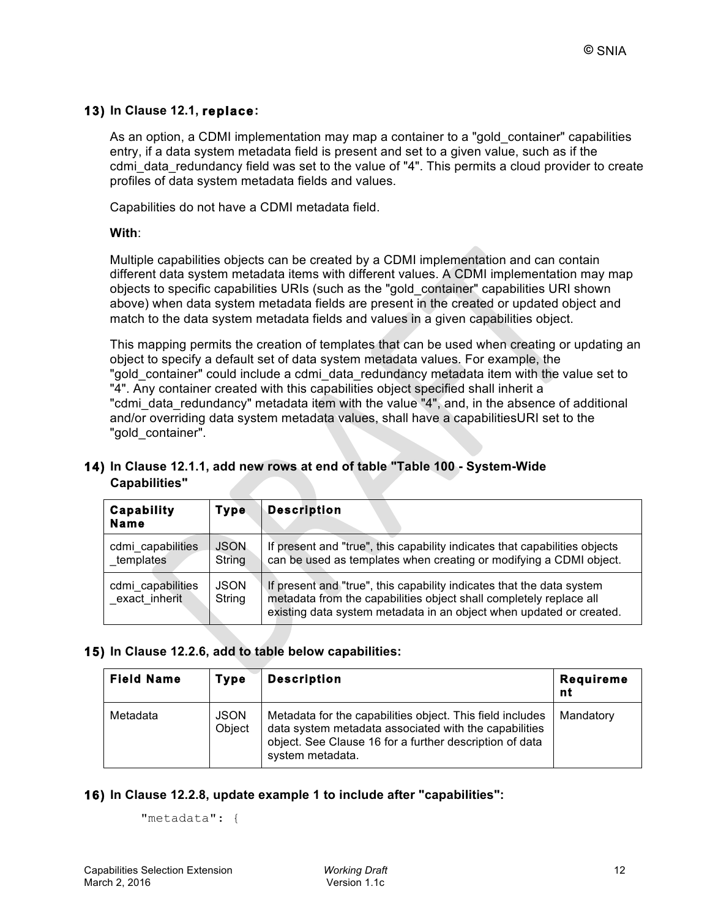**13) In Clause 12.1, replace:**

As an option, a CDMI implementation may map a container to a "gold_container" capabilities entry, if a data system metadata field is present and set to a given value, such as if the cdmi_data_redundancy field was set to the value of "4". This permits a cloud provider to create profiles of data system metadata fields and values.

Capabilities do not have a CDMI metadata field.

**With**:

Multiple capabilities objects can be created by a CDMI implementation and can contain different data system metadata items with different values. A CDMI implementation may map objects to specific capabilities URIs (such as the "gold_container" capabilities URI shown above) when data system metadata fields are present in the created or updated object and match to the data system metadata fields and values in a given capabilities object.

This mapping permits the creation of templates that can be used when creating or updating an object to specify a default set of data system metadata values. For example, the "gold_container" could include a cdmi_data_redundancy metadata item with the value set to "4". Any container created with this capabilities object specified shall inherit a "cdmi_data_redundancy" metadata item with the value "4", and, in the absence of additional and/or overriding data system metadata values, shall have a capabilitiesURI set to the "gold_container".

**14) In Clause 12.1.1, add new rows at end of table "Table 100 - System-Wide Capabilities"**

| Capability Name | Type | Description |
|---|---|---|
| cdmi_capabilities_templates | JSON String | If present and "true", this capability indicates that capabilities objects can be used as templates when creating or modifying a CDMI object. |
| cdmi_capabilities_exact_inherit | JSON String | If present and "true", this capability indicates that the data system metadata from the capabilities object shall completely replace all existing data system metadata in an object when updated or created. |

**15) In Clause 12.2.6, add to table below capabilities:**

| Field Name | Type | Description | Requirement |
|---|---|---|---|
| Metadata | JSON Object | Metadata for the capabilities object. This field includes data system metadata associated with the capabilities object. See Clause 16 for a further description of data system metadata. | Mandatory |

**16) In Clause 12.2.8, update example 1 to include after "capabilities":**

```
"metadata": {
```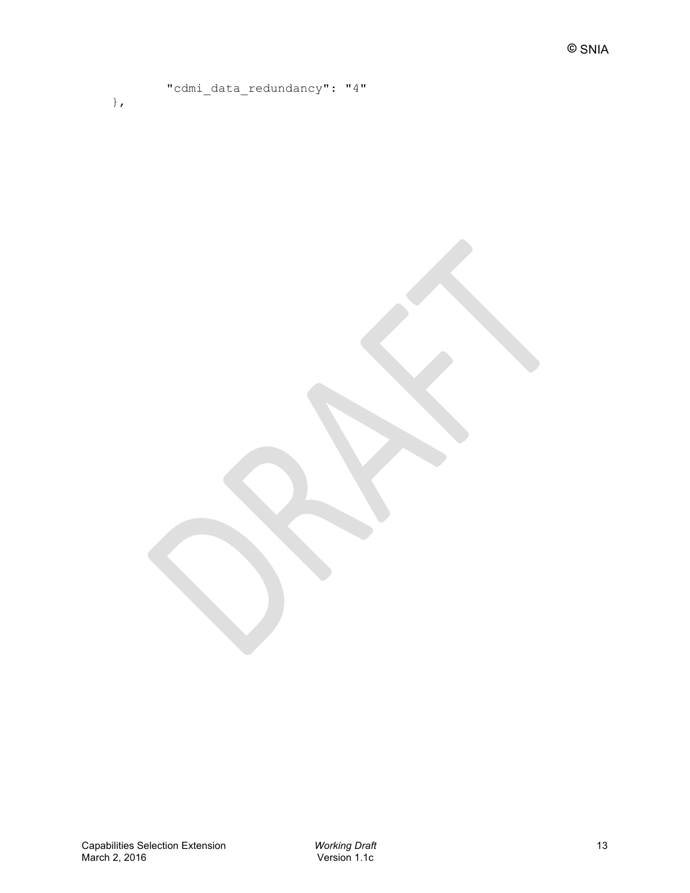```
        "cdmi_data_redundancy": "4"
    },
```